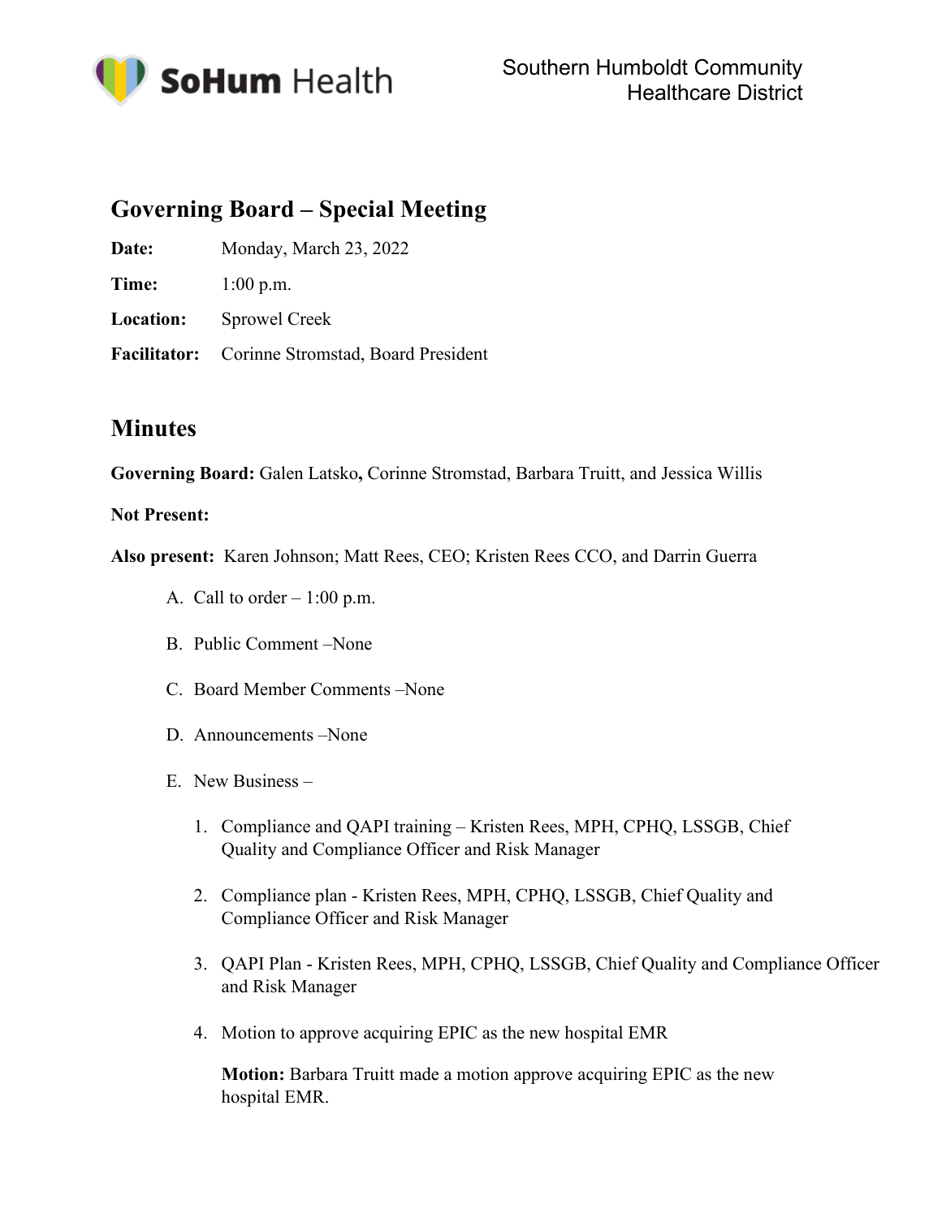SoHum Health

Southern Humboldt Community Healthcare District

## Governing Board – Special Meeting

**Date:** Monday, March 23, 2022

**Time:** 1:00 p.m.

**Location:** Sprowel Creek

**Facilitator:** Corinne Stromstad, Board President

## Minutes

**Governing Board:** Galen Latsko**,** Corinne Stromstad, Barbara Truitt, and Jessica Willis

**Not Present:**

**Also present:** Karen Johnson; Matt Rees, CEO; Kristen Rees CCO, and Darrin Guerra

A. Call to order – 1:00 p.m.

B. Public Comment –None

C. Board Member Comments –None

D. Announcements –None

E. New Business –

1. Compliance and QAPI training – Kristen Rees, MPH, CPHQ, LSSGB, Chief Quality and Compliance Officer and Risk Manager

2. Compliance plan - Kristen Rees, MPH, CPHQ, LSSGB, Chief Quality and Compliance Officer and Risk Manager

3. QAPI Plan - Kristen Rees, MPH, CPHQ, LSSGB, Chief Quality and Compliance Officer and Risk Manager

4. Motion to approve acquiring EPIC as the new hospital EMR

   **Motion:** Barbara Truitt made a motion approve acquiring EPIC as the new hospital EMR.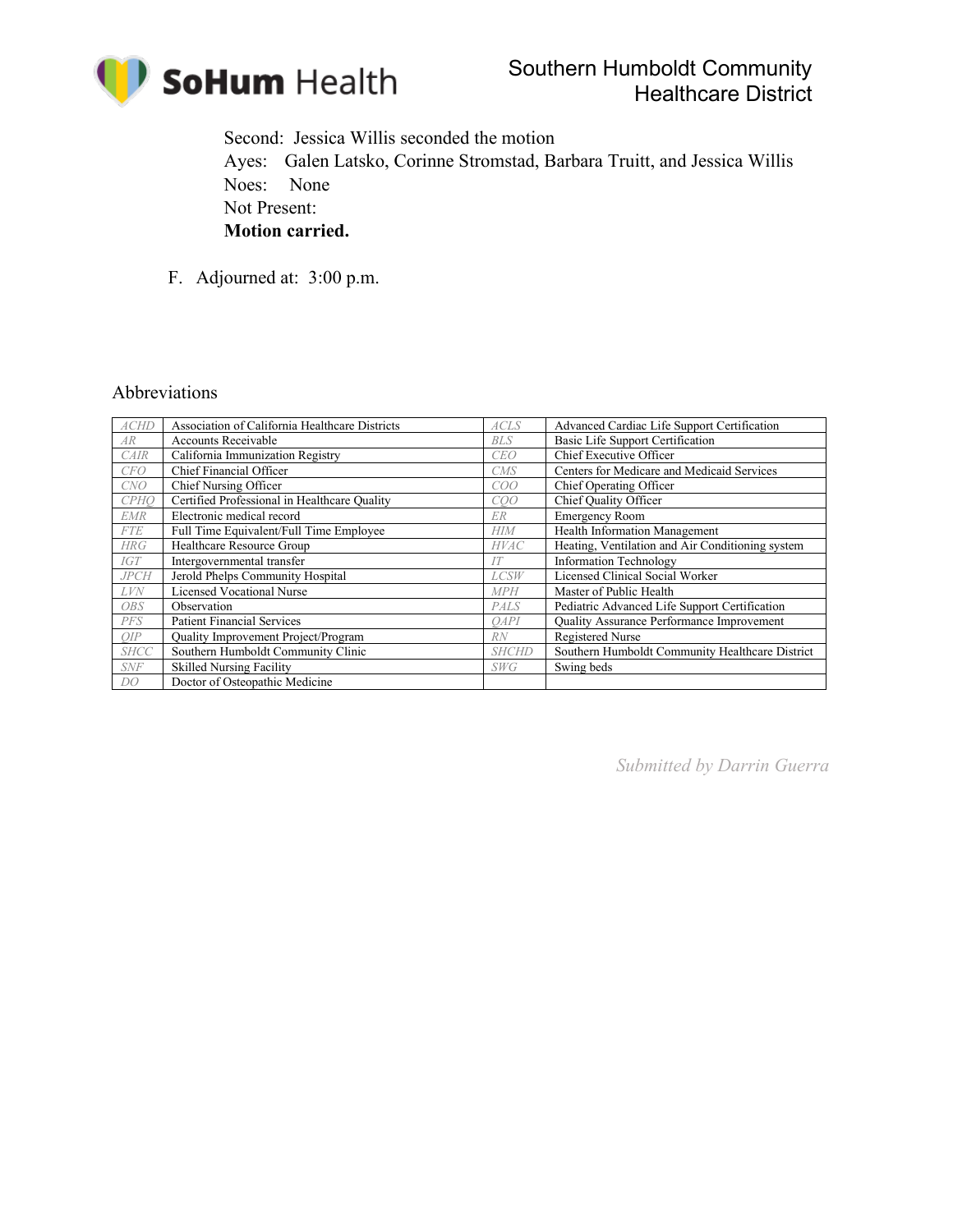Second: Jessica Willis seconded the motion
Ayes: Galen Latsko, Corinne Stromstad, Barbara Truitt, and Jessica Willis
Noes: None
Not Present:
**Motion carried.**

F. Adjourned at: 3:00 p.m.

Abbreviations

| | | | |
|---|---|---|---|
| *ACHD* | Association of California Healthcare Districts | *ACLS* | Advanced Cardiac Life Support Certification |
| *AR* | Accounts Receivable | *BLS* | Basic Life Support Certification |
| *CAIR* | California Immunization Registry | *CEO* | Chief Executive Officer |
| *CFO* | Chief Financial Officer | *CMS* | Centers for Medicare and Medicaid Services |
| *CNO* | Chief Nursing Officer | *COO* | Chief Operating Officer |
| *CPHQ* | Certified Professional in Healthcare Quality | *CQO* | Chief Quality Officer |
| *EMR* | Electronic medical record | *ER* | Emergency Room |
| *FTE* | Full Time Equivalent/Full Time Employee | *HIM* | Health Information Management |
| *HRG* | Healthcare Resource Group | *HVAC* | Heating, Ventilation and Air Conditioning system |
| *IGT* | Intergovernmental transfer | *IT* | Information Technology |
| *JPCH* | Jerold Phelps Community Hospital | *LCSW* | Licensed Clinical Social Worker |
| *LVN* | Licensed Vocational Nurse | *MPH* | Master of Public Health |
| *OBS* | Observation | *PALS* | Pediatric Advanced Life Support Certification |
| *PFS* | Patient Financial Services | *QAPI* | Quality Assurance Performance Improvement |
| *QIP* | Quality Improvement Project/Program | *RN* | Registered Nurse |
| *SHCC* | Southern Humboldt Community Clinic | *SHCHD* | Southern Humboldt Community Healthcare District |
| *SNF* | Skilled Nursing Facility | *SWG* | Swing beds |
| *DO* | Doctor of Osteopathic Medicine | | |

*Submitted by Darrin Guerra*